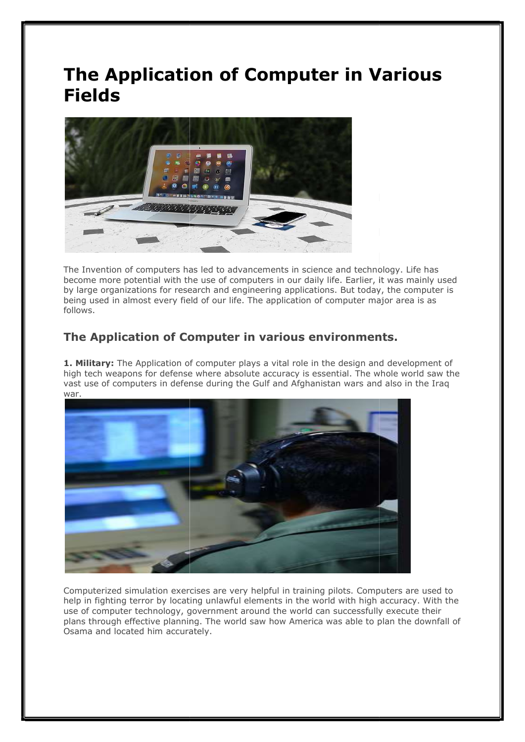# The Application of Computer in Various Fields

The Invention of computers has led to advancements in science and technology. Life has become more potential with the use of computers in our daily life. Earlier, it was mainly used by large organizations for research and engineering applications. But today, the computer is being used in almost every field of our life. The application of computer major area is as follows.

## The Application of Computer in various environments.

**1. Military:** The Application of computer plays a vital role in the design and development of high tech weapons for defense where absolute accuracy is essential. The whole world saw the vast use of computers in defense during the Gulf and Afghanistan wars and also in the Iraq war.

Computerized simulation exercises are very helpful in training pilots. Computers are used to help in fighting terror by locating unlawful elements in the world with high accuracy. With the use of computer technology, government around the world can successfully execute their plans through effective planning. The world saw how America was able to plan the downfall of Osama and located him accurately.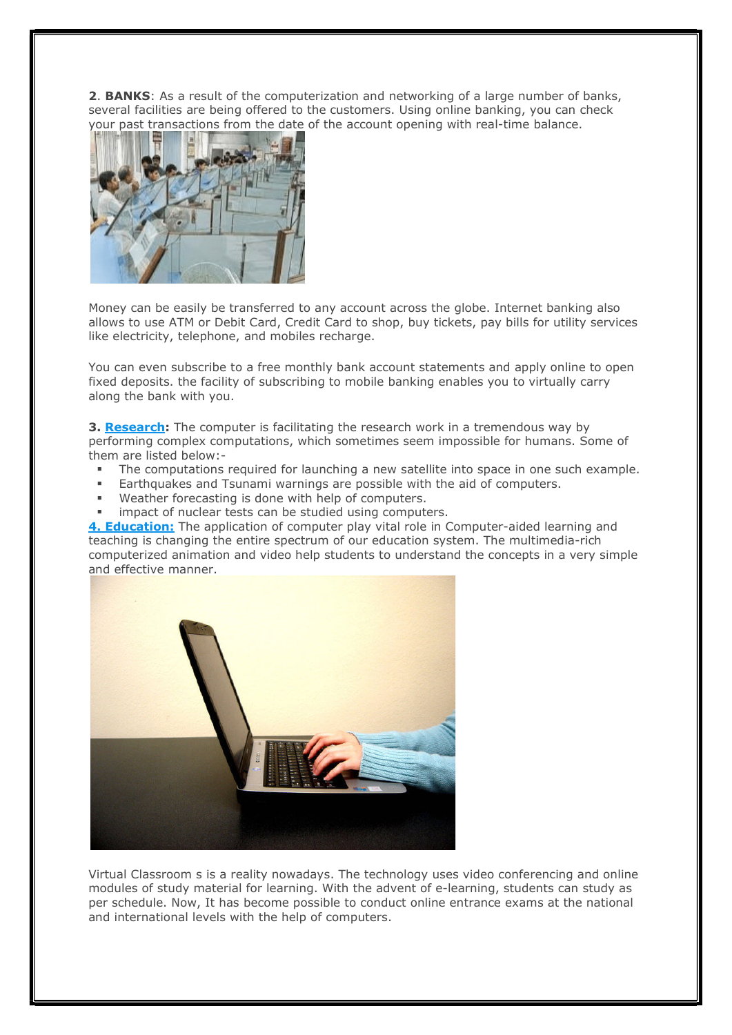**2**. **BANKS**: As a result of the computerization and networking of a large number of banks, several facilities are being offered to the customers. Using online banking, you can check your past transactions from the date of the account opening with real-time balance.

Money can be easily be transferred to any account across the globe. Internet banking also allows to use ATM or Debit Card, Credit Card to shop, buy tickets, pay bills for utility services like electricity, telephone, and mobiles recharge.

You can even subscribe to a free monthly bank account statements and apply online to open fixed deposits. the facility of subscribing to mobile banking enables you to virtually carry along the bank with you.

**3. Research:** The computer is facilitating the research work in a tremendous way by performing complex computations, which sometimes seem impossible for humans. Some of them are listed below:-

- The computations required for launching a new satellite into space in one such example.
- Earthquakes and Tsunami warnings are possible with the aid of computers.
- Weather forecasting is done with help of computers.
- impact of nuclear tests can be studied using computers.

**4. Education:** The application of computer play vital role in Computer-aided learning and teaching is changing the entire spectrum of our education system. The multimedia-rich computerized animation and video help students to understand the concepts in a very simple and effective manner.

Virtual Classroom s is a reality nowadays. The technology uses video conferencing and online modules of study material for learning. With the advent of e-learning, students can study as per schedule. Now, It has become possible to conduct online entrance exams at the national and international levels with the help of computers.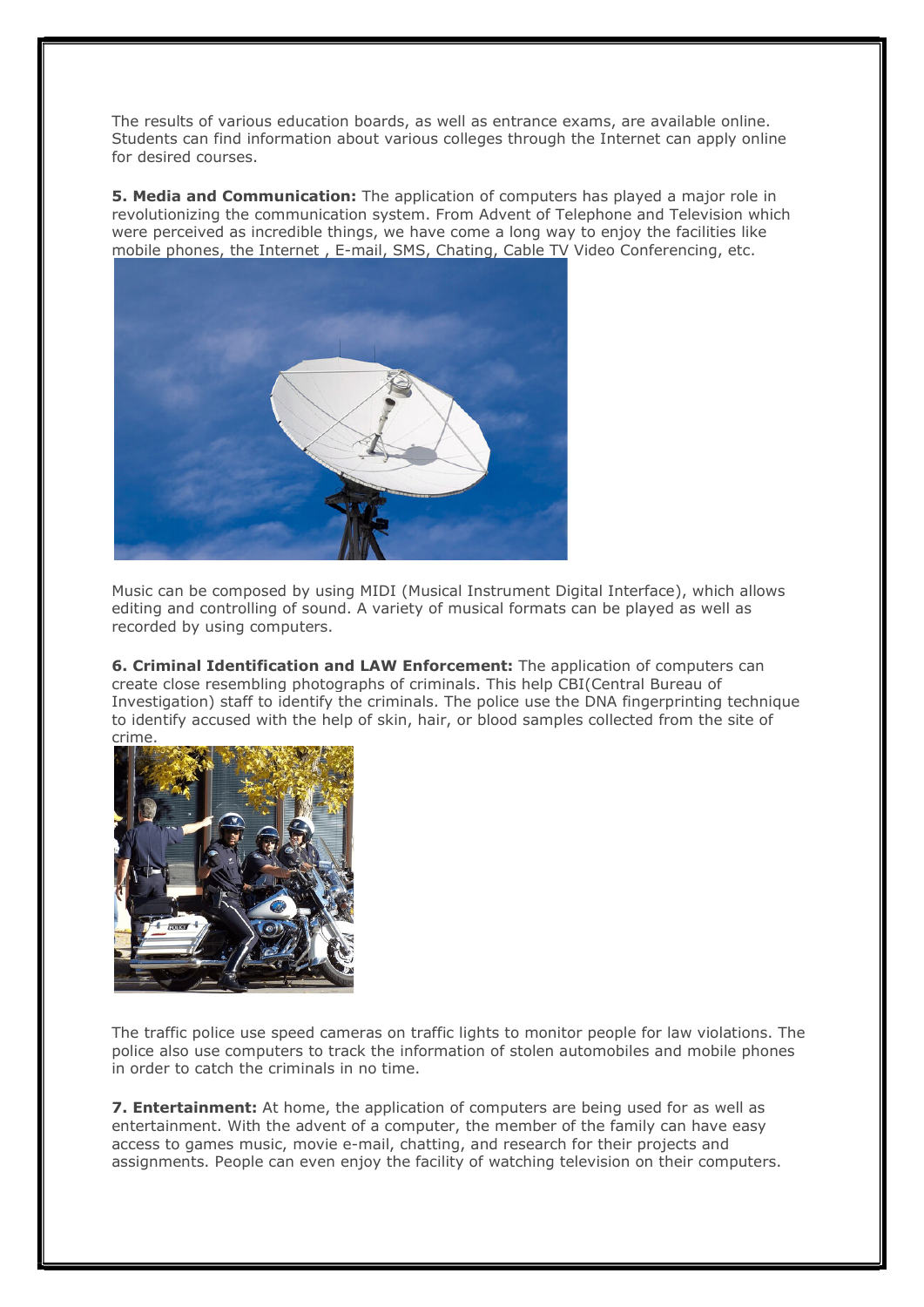The results of various education boards, as well as entrance exams, are available online. Students can find information about various colleges through the Internet can apply online for desired courses.

**5. Media and Communication:** The application of computers has played a major role in revolutionizing the communication system. From Advent of Telephone and Television which were perceived as incredible things, we have come a long way to enjoy the facilities like mobile phones, the Internet , E-mail, SMS, Chating, Cable TV Video Conferencing, etc.

Music can be composed by using MIDI (Musical Instrument Digital Interface), which allows editing and controlling of sound. A variety of musical formats can be played as well as recorded by using computers.

**6. Criminal Identification and LAW Enforcement:** The application of computers can create close resembling photographs of criminals. This help CBI(Central Bureau of Investigation) staff to identify the criminals. The police use the DNA fingerprinting technique to identify accused with the help of skin, hair, or blood samples collected from the site of crime.

The traffic police use speed cameras on traffic lights to monitor people for law violations. The police also use computers to track the information of stolen automobiles and mobile phones in order to catch the criminals in no time.

**7. Entertainment:** At home, the application of computers are being used for as well as entertainment. With the advent of a computer, the member of the family can have easy access to games music, movie e-mail, chatting, and research for their projects and assignments. People can even enjoy the facility of watching television on their computers.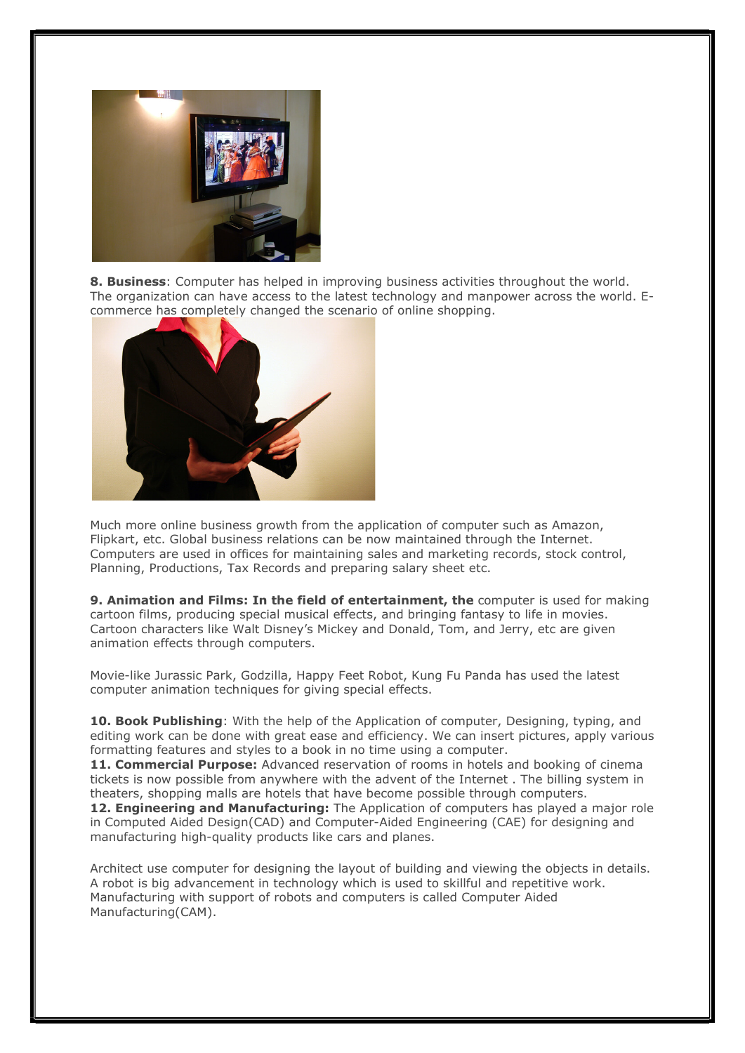**8. Business**: Computer has helped in improving business activities throughout the world. The organization can have access to the latest technology and manpower across the world. E-commerce has completely changed the scenario of online shopping.

Much more online business growth from the application of computer such as Amazon, Flipkart, etc. Global business relations can be now maintained through the Internet. Computers are used in offices for maintaining sales and marketing records, stock control, Planning, Productions, Tax Records and preparing salary sheet etc.

**9. Animation and Films: In the field of entertainment, the** computer is used for making cartoon films, producing special musical effects, and bringing fantasy to life in movies. Cartoon characters like Walt Disney's Mickey and Donald, Tom, and Jerry, etc are given animation effects through computers.

Movie-like Jurassic Park, Godzilla, Happy Feet Robot, Kung Fu Panda has used the latest computer animation techniques for giving special effects.

**10. Book Publishing**: With the help of the Application of computer, Designing, typing, and editing work can be done with great ease and efficiency. We can insert pictures, apply various formatting features and styles to a book in no time using a computer.

**11. Commercial Purpose:** Advanced reservation of rooms in hotels and booking of cinema tickets is now possible from anywhere with the advent of the Internet . The billing system in theaters, shopping malls are hotels that have become possible through computers.

**12. Engineering and Manufacturing:** The Application of computers has played a major role in Computed Aided Design(CAD) and Computer-Aided Engineering (CAE) for designing and manufacturing high-quality products like cars and planes.

Architect use computer for designing the layout of building and viewing the objects in details. A robot is big advancement in technology which is used to skillful and repetitive work. Manufacturing with support of robots and computers is called Computer Aided Manufacturing(CAM).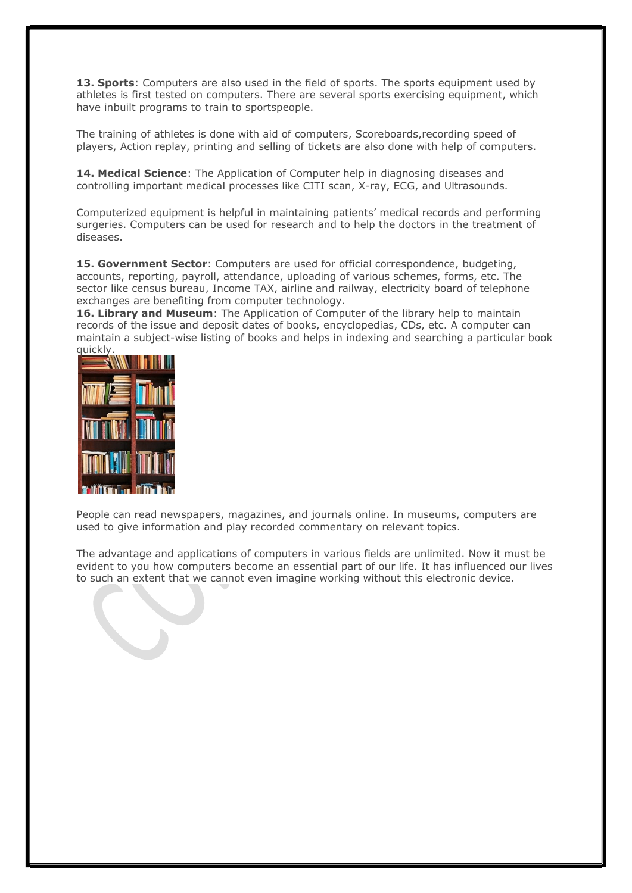**13. Sports**: Computers are also used in the field of sports. The sports equipment used by athletes is first tested on computers. There are several sports exercising equipment, which have inbuilt programs to train to sportspeople.

The training of athletes is done with aid of computers, Scoreboards,recording speed of players, Action replay, printing and selling of tickets are also done with help of computers.

**14. Medical Science**: The Application of Computer help in diagnosing diseases and controlling important medical processes like CITI scan, X-ray, ECG, and Ultrasounds.

Computerized equipment is helpful in maintaining patients' medical records and performing surgeries. Computers can be used for research and to help the doctors in the treatment of diseases.

**15. Government Sector**: Computers are used for official correspondence, budgeting, accounts, reporting, payroll, attendance, uploading of various schemes, forms, etc. The sector like census bureau, Income TAX, airline and railway, electricity board of telephone exchanges are benefiting from computer technology.

**16. Library and Museum**: The Application of Computer of the library help to maintain records of the issue and deposit dates of books, encyclopedias, CDs, etc. A computer can maintain a subject-wise listing of books and helps in indexing and searching a particular book quickly.

People can read newspapers, magazines, and journals online. In museums, computers are used to give information and play recorded commentary on relevant topics.

The advantage and applications of computers in various fields are unlimited. Now it must be evident to you how computers become an essential part of our life. It has influenced our lives to such an extent that we cannot even imagine working without this electronic device.